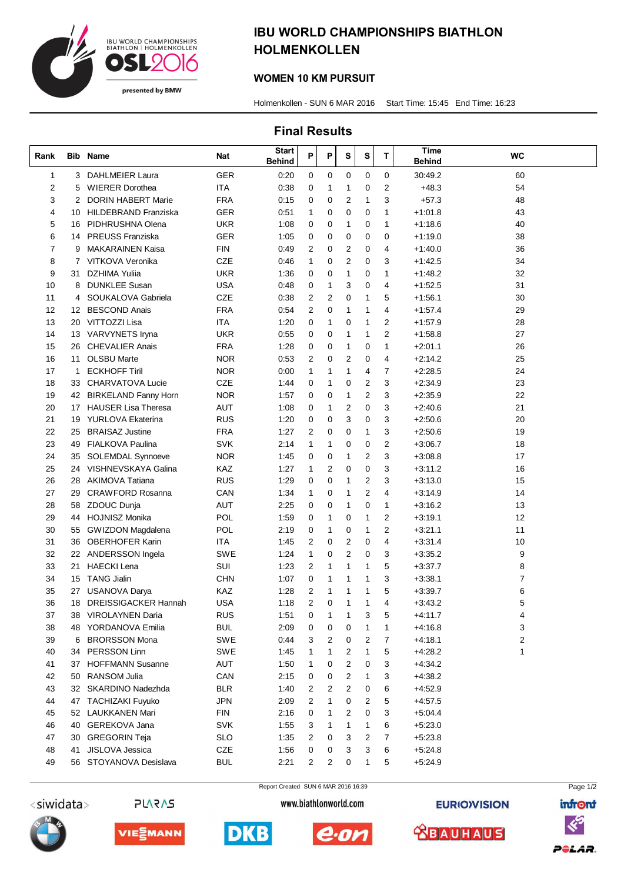# IBU WORLD CHAMPIONSHIPS BIATHLON HOLMENKOLLEN

## WOMEN 10 KM PURSUIT

Holmenkollen - SUN 6 MAR 2016 Start Time: 15:45 End Time: 16:23

## Final Results

| Rank | Bib | Name | Nat | Start Behind | P | P | S | S | T | Time Behind | WC |
|---|---|---|---|---|---|---|---|---|---|---|---|
| 1 | 3 | DAHLMEIER Laura | GER | 0:20 | 0 | 0 | 0 | 0 | 0 | 30:49.2 | 60 |
| 2 | 5 | WIERER Dorothea | ITA | 0:38 | 0 | 1 | 1 | 0 | 2 | +48.3 | 54 |
| 3 | 2 | DORIN HABERT Marie | FRA | 0:15 | 0 | 0 | 2 | 1 | 3 | +57.3 | 48 |
| 4 | 10 | HILDEBRAND Franziska | GER | 0:51 | 1 | 0 | 0 | 0 | 1 | +1:01.8 | 43 |
| 5 | 16 | PIDHRUSHNA Olena | UKR | 1:08 | 0 | 0 | 1 | 0 | 1 | +1:18.6 | 40 |
| 6 | 14 | PREUSS Franziska | GER | 1:05 | 0 | 0 | 0 | 0 | 0 | +1:19.0 | 38 |
| 7 | 9 | MAKARAINEN Kaisa | FIN | 0:49 | 2 | 0 | 2 | 0 | 4 | +1:40.0 | 36 |
| 8 | 7 | VITKOVA Veronika | CZE | 0:46 | 1 | 0 | 2 | 0 | 3 | +1:42.5 | 34 |
| 9 | 31 | DZHIMA Yuliia | UKR | 1:36 | 0 | 0 | 1 | 0 | 1 | +1:48.2 | 32 |
| 10 | 8 | DUNKLEE Susan | USA | 0:48 | 0 | 1 | 3 | 0 | 4 | +1:52.5 | 31 |
| 11 | 4 | SOUKALOVA Gabriela | CZE | 0:38 | 2 | 2 | 0 | 1 | 5 | +1:56.1 | 30 |
| 12 | 12 | BESCOND Anais | FRA | 0:54 | 2 | 0 | 1 | 1 | 4 | +1:57.4 | 29 |
| 13 | 20 | VITTOZZI Lisa | ITA | 1:20 | 0 | 1 | 0 | 1 | 2 | +1:57.9 | 28 |
| 14 | 13 | VARVYNETS Iryna | UKR | 0:55 | 0 | 0 | 1 | 1 | 2 | +1:58.8 | 27 |
| 15 | 26 | CHEVALIER Anais | FRA | 1:28 | 0 | 0 | 1 | 0 | 1 | +2:01.1 | 26 |
| 16 | 11 | OLSBU Marte | NOR | 0:53 | 2 | 0 | 2 | 0 | 4 | +2:14.2 | 25 |
| 17 | 1 | ECKHOFF Tiril | NOR | 0:00 | 1 | 1 | 1 | 4 | 7 | +2:28.5 | 24 |
| 18 | 33 | CHARVATOVA Lucie | CZE | 1:44 | 0 | 1 | 0 | 2 | 3 | +2:34.9 | 23 |
| 19 | 42 | BIRKELAND Fanny Horn | NOR | 1:57 | 0 | 0 | 1 | 2 | 3 | +2:35.9 | 22 |
| 20 | 17 | HAUSER Lisa Theresa | AUT | 1:08 | 0 | 1 | 2 | 0 | 3 | +2:40.6 | 21 |
| 21 | 19 | YURLOVA Ekaterina | RUS | 1:20 | 0 | 0 | 3 | 0 | 3 | +2:50.6 | 20 |
| 22 | 25 | BRAISAZ Justine | FRA | 1:27 | 2 | 0 | 0 | 1 | 3 | +2:50.6 | 19 |
| 23 | 49 | FIALKOVA Paulina | SVK | 2:14 | 1 | 1 | 0 | 0 | 2 | +3:06.7 | 18 |
| 24 | 35 | SOLEMDAL Synnoeve | NOR | 1:45 | 0 | 0 | 1 | 2 | 3 | +3:08.8 | 17 |
| 25 | 24 | VISHNEVSKAYA Galina | KAZ | 1:27 | 1 | 2 | 0 | 0 | 3 | +3:11.2 | 16 |
| 26 | 28 | AKIMOVA Tatiana | RUS | 1:29 | 0 | 0 | 1 | 2 | 3 | +3:13.0 | 15 |
| 27 | 29 | CRAWFORD Rosanna | CAN | 1:34 | 1 | 0 | 1 | 2 | 4 | +3:14.9 | 14 |
| 28 | 58 | ZDOUC Dunja | AUT | 2:25 | 0 | 0 | 1 | 0 | 1 | +3:16.2 | 13 |
| 29 | 44 | HOJNISZ Monika | POL | 1:59 | 0 | 1 | 0 | 1 | 2 | +3:19.1 | 12 |
| 30 | 55 | GWIZDON Magdalena | POL | 2:19 | 0 | 1 | 0 | 1 | 2 | +3:21.1 | 11 |
| 31 | 36 | OBERHOFER Karin | ITA | 1:45 | 2 | 0 | 2 | 0 | 4 | +3:31.4 | 10 |
| 32 | 22 | ANDERSSON Ingela | SWE | 1:24 | 1 | 0 | 2 | 0 | 3 | +3:35.2 | 9 |
| 33 | 21 | HAECKI Lena | SUI | 1:23 | 2 | 1 | 1 | 1 | 5 | +3:37.7 | 8 |
| 34 | 15 | TANG Jialin | CHN | 1:07 | 0 | 1 | 1 | 1 | 3 | +3:38.1 | 7 |
| 35 | 27 | USANOVA Darya | KAZ | 1:28 | 2 | 1 | 1 | 1 | 5 | +3:39.7 | 6 |
| 36 | 18 | DREISSIGACKER Hannah | USA | 1:18 | 2 | 0 | 1 | 1 | 4 | +3:43.2 | 5 |
| 37 | 38 | VIROLAYNEN Daria | RUS | 1:51 | 0 | 1 | 1 | 3 | 5 | +4:11.7 | 4 |
| 38 | 48 | YORDANOVA Emilia | BUL | 2:09 | 0 | 0 | 0 | 1 | 1 | +4:16.8 | 3 |
| 39 | 6 | BRORSSON Mona | SWE | 0:44 | 3 | 2 | 0 | 2 | 7 | +4:18.1 | 2 |
| 40 | 34 | PERSSON Linn | SWE | 1:45 | 1 | 1 | 2 | 1 | 5 | +4:28.2 | 1 |
| 41 | 37 | HOFFMANN Susanne | AUT | 1:50 | 1 | 0 | 2 | 0 | 3 | +4:34.2 | |
| 42 | 50 | RANSOM Julia | CAN | 2:15 | 0 | 0 | 2 | 1 | 3 | +4:38.2 | |
| 43 | 32 | SKARDINO Nadezhda | BLR | 1:40 | 2 | 2 | 2 | 0 | 6 | +4:52.9 | |
| 44 | 47 | TACHIZAKI Fuyuko | JPN | 2:09 | 2 | 1 | 0 | 2 | 5 | +4:57.5 | |
| 45 | 52 | LAUKKANEN Mari | FIN | 2:16 | 0 | 1 | 2 | 0 | 3 | +5:04.4 | |
| 46 | 40 | GEREKOVA Jana | SVK | 1:55 | 3 | 1 | 1 | 1 | 6 | +5:23.0 | |
| 47 | 30 | GREGORIN Teja | SLO | 1:35 | 2 | 0 | 3 | 2 | 7 | +5:23.8 | |
| 48 | 41 | JISLOVA Jessica | CZE | 1:56 | 0 | 0 | 3 | 3 | 6 | +5:24.8 | |
| 49 | 56 | STOYANOVA Desislava | BUL | 2:21 | 2 | 2 | 0 | 1 | 5 | +5:24.9 | |

Report Created SUN 6 MAR 2016 16:39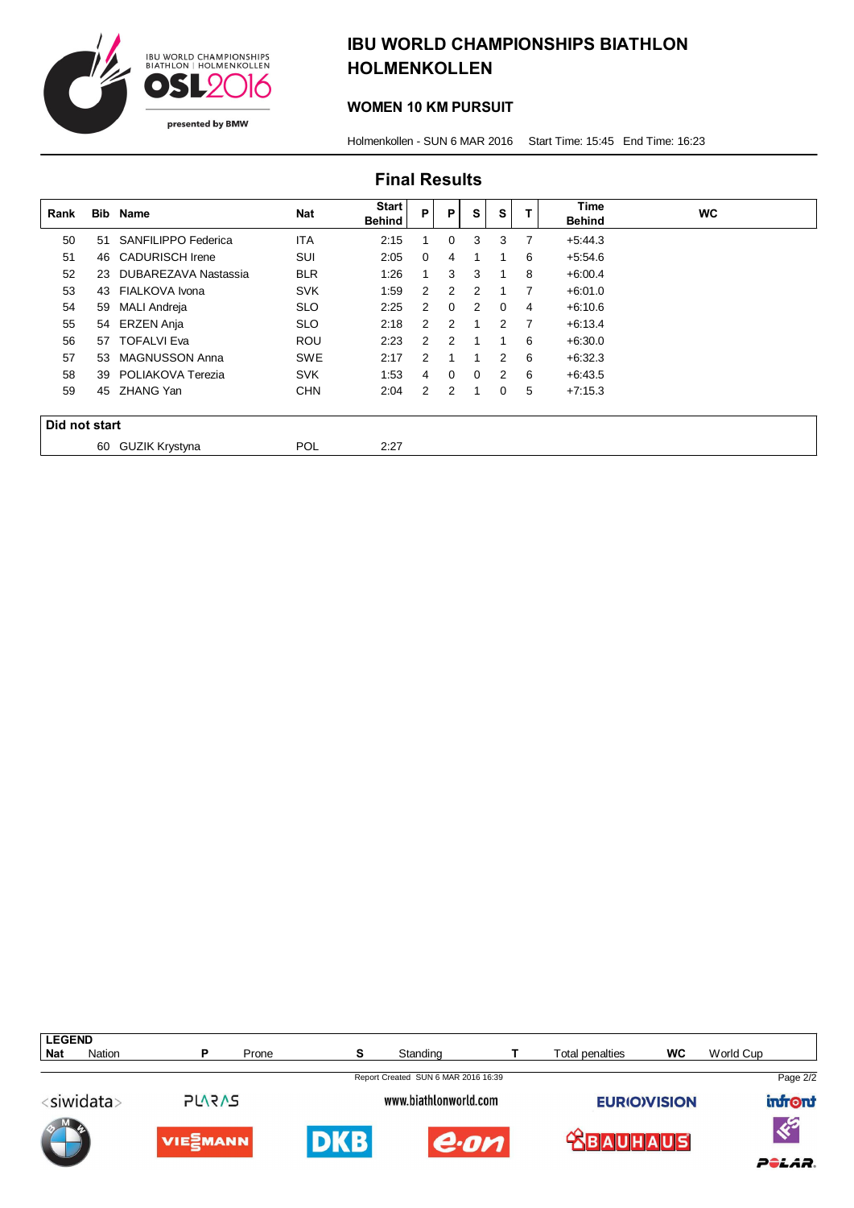# IBU WORLD CHAMPIONSHIPS BIATHLON HOLMENKOLLEN

## WOMEN 10 KM PURSUIT

Holmenkollen - SUN 6 MAR 2016 Start Time: 15:45 End Time: 16:23

## Final Results

| Rank | Bib | Name | Nat | Start Behind | P | P | S | S | T | Time Behind | WC |
|---|---|---|---|---|---|---|---|---|---|---|---|
| 50 | 51 | SANFILIPPO Federica | ITA | 2:15 | 1 | 0 | 3 | 3 | 7 | +5:44.3 | |
| 51 | 46 | CADURISCH Irene | SUI | 2:05 | 0 | 4 | 1 | 1 | 6 | +5:54.6 | |
| 52 | 23 | DUBAREZAVA Nastassia | BLR | 1:26 | 1 | 3 | 3 | 1 | 8 | +6:00.4 | |
| 53 | 43 | FIALKOVA Ivona | SVK | 1:59 | 2 | 2 | 2 | 1 | 7 | +6:01.0 | |
| 54 | 59 | MALI Andreja | SLO | 2:25 | 2 | 0 | 2 | 0 | 4 | +6:10.6 | |
| 55 | 54 | ERZEN Anja | SLO | 2:18 | 2 | 2 | 1 | 2 | 7 | +6:13.4 | |
| 56 | 57 | TOFALVI Eva | ROU | 2:23 | 2 | 2 | 1 | 1 | 6 | +6:30.0 | |
| 57 | 53 | MAGNUSSON Anna | SWE | 2:17 | 2 | 1 | 1 | 2 | 6 | +6:32.3 | |
| 58 | 39 | POLIAKOVA Terezia | SVK | 1:53 | 4 | 0 | 0 | 2 | 6 | +6:43.5 | |
| 59 | 45 | ZHANG Yan | CHN | 2:04 | 2 | 2 | 1 | 0 | 5 | +7:15.3 | |

**Did not start**

| Bib | Name | Nat | Start Behind |
|---|---|---|---|
| 60 | GUZIK Krystyna | POL | 2:27 |

**LEGEND**

| | | | | | | | | | |
|---|---|---|---|---|---|---|---|---|---|
| **Nat** | Nation | **P** | Prone | **S** | Standing | **T** | Total penalties | **WC** | World Cup |

Report Created SUN 6 MAR 2016 16:39

www.biathlonworld.com